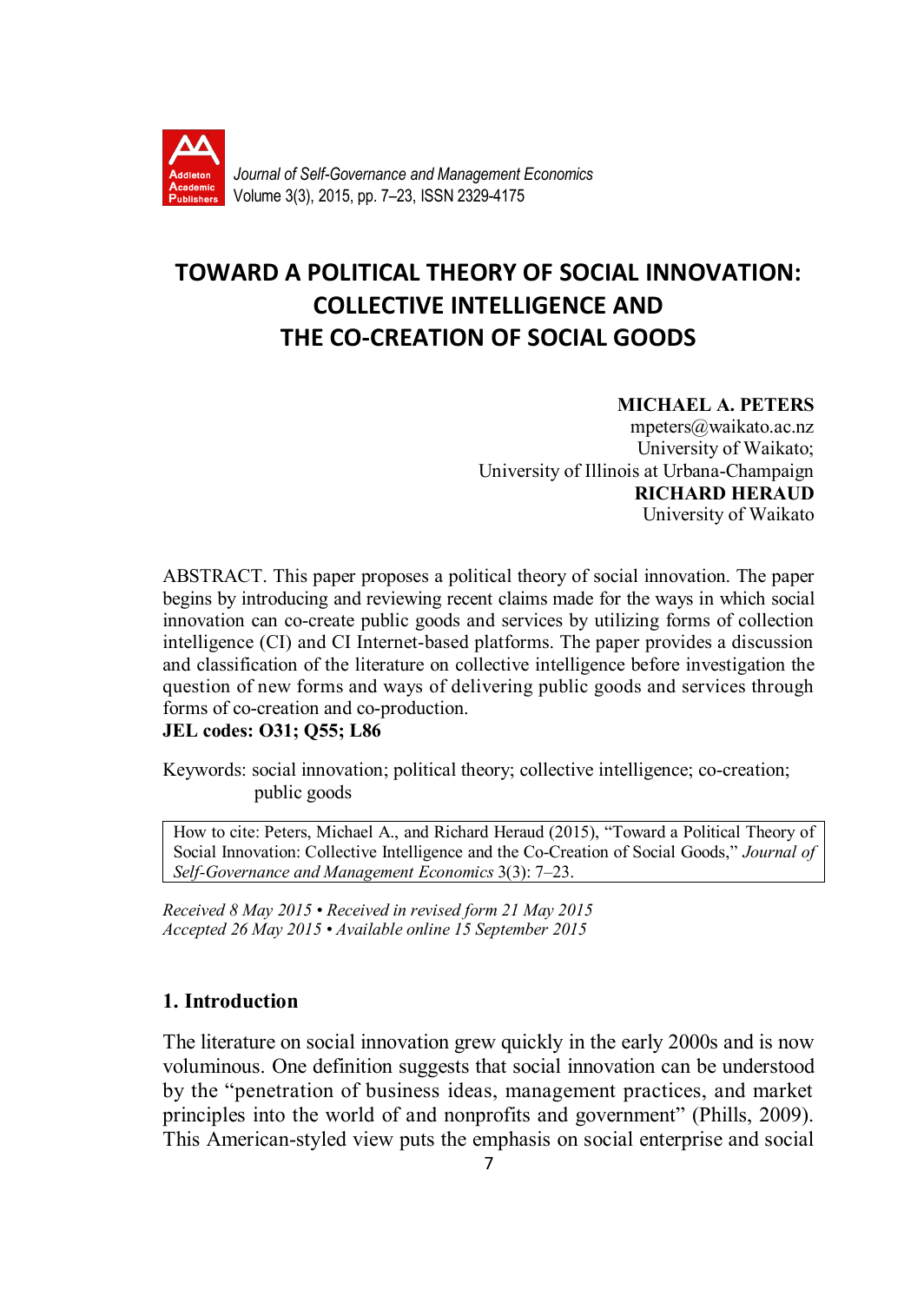Journal of Self-Governance and Management Economics
Volume 3(3), 2015, pp. 7–23, ISSN 2329-4175

# TOWARD A POLITICAL THEORY OF SOCIAL INNOVATION: COLLECTIVE INTELLIGENCE AND THE CO-CREATION OF SOCIAL GOODS

**MICHAEL A. PETERS**
mpeters@waikato.ac.nz
University of Waikato;
University of Illinois at Urbana-Champaign
**RICHARD HERAUD**
University of Waikato

ABSTRACT. This paper proposes a political theory of social innovation. The paper begins by introducing and reviewing recent claims made for the ways in which social innovation can co-create public goods and services by utilizing forms of collection intelligence (CI) and CI Internet-based platforms. The paper provides a discussion and classification of the literature on collective intelligence before investigation the question of new forms and ways of delivering public goods and services through forms of co-creation and co-production.
**JEL codes: O31; Q55; L86**

Keywords: social innovation; political theory; collective intelligence; co-creation; public goods

How to cite: Peters, Michael A., and Richard Heraud (2015), "Toward a Political Theory of Social Innovation: Collective Intelligence and the Co-Creation of Social Goods," *Journal of Self-Governance and Management Economics* 3(3): 7–23.

*Received 8 May 2015 • Received in revised form 21 May 2015*
*Accepted 26 May 2015 • Available online 15 September 2015*

## 1. Introduction

The literature on social innovation grew quickly in the early 2000s and is now voluminous. One definition suggests that social innovation can be understood by the "penetration of business ideas, management practices, and market principles into the world of and nonprofits and government" (Phills, 2009). This American-styled view puts the emphasis on social enterprise and social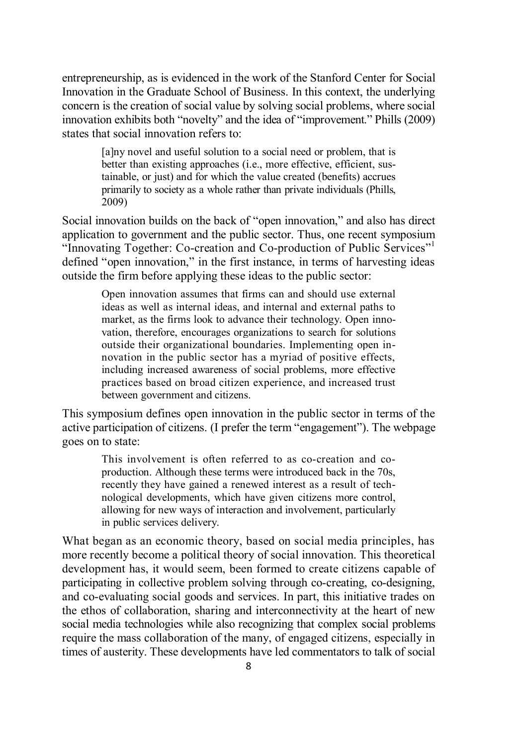entrepreneurship, as is evidenced in the work of the Stanford Center for Social Innovation in the Graduate School of Business. In this context, the underlying concern is the creation of social value by solving social problems, where social innovation exhibits both "novelty" and the idea of "improvement." Phills (2009) states that social innovation refers to:

> [a]ny novel and useful solution to a social need or problem, that is better than existing approaches (i.e., more effective, efficient, sustainable, or just) and for which the value created (benefits) accrues primarily to society as a whole rather than private individuals (Phills, 2009)

Social innovation builds on the back of "open innovation," and also has direct application to government and the public sector. Thus, one recent symposium "Innovating Together: Co-creation and Co-production of Public Services"[1] defined "open innovation," in the first instance, in terms of harvesting ideas outside the firm before applying these ideas to the public sector:

> Open innovation assumes that firms can and should use external ideas as well as internal ideas, and internal and external paths to market, as the firms look to advance their technology. Open innovation, therefore, encourages organizations to search for solutions outside their organizational boundaries. Implementing open innovation in the public sector has a myriad of positive effects, including increased awareness of social problems, more effective practices based on broad citizen experience, and increased trust between government and citizens.

This symposium defines open innovation in the public sector in terms of the active participation of citizens. (I prefer the term "engagement"). The webpage goes on to state:

> This involvement is often referred to as co-creation and co-production. Although these terms were introduced back in the 70s, recently they have gained a renewed interest as a result of technological developments, which have given citizens more control, allowing for new ways of interaction and involvement, particularly in public services delivery.

What began as an economic theory, based on social media principles, has more recently become a political theory of social innovation. This theoretical development has, it would seem, been formed to create citizens capable of participating in collective problem solving through co-creating, co-designing, and co-evaluating social goods and services. In part, this initiative trades on the ethos of collaboration, sharing and interconnectivity at the heart of new social media technologies while also recognizing that complex social problems require the mass collaboration of the many, of engaged citizens, especially in times of austerity. These developments have led commentators to talk of social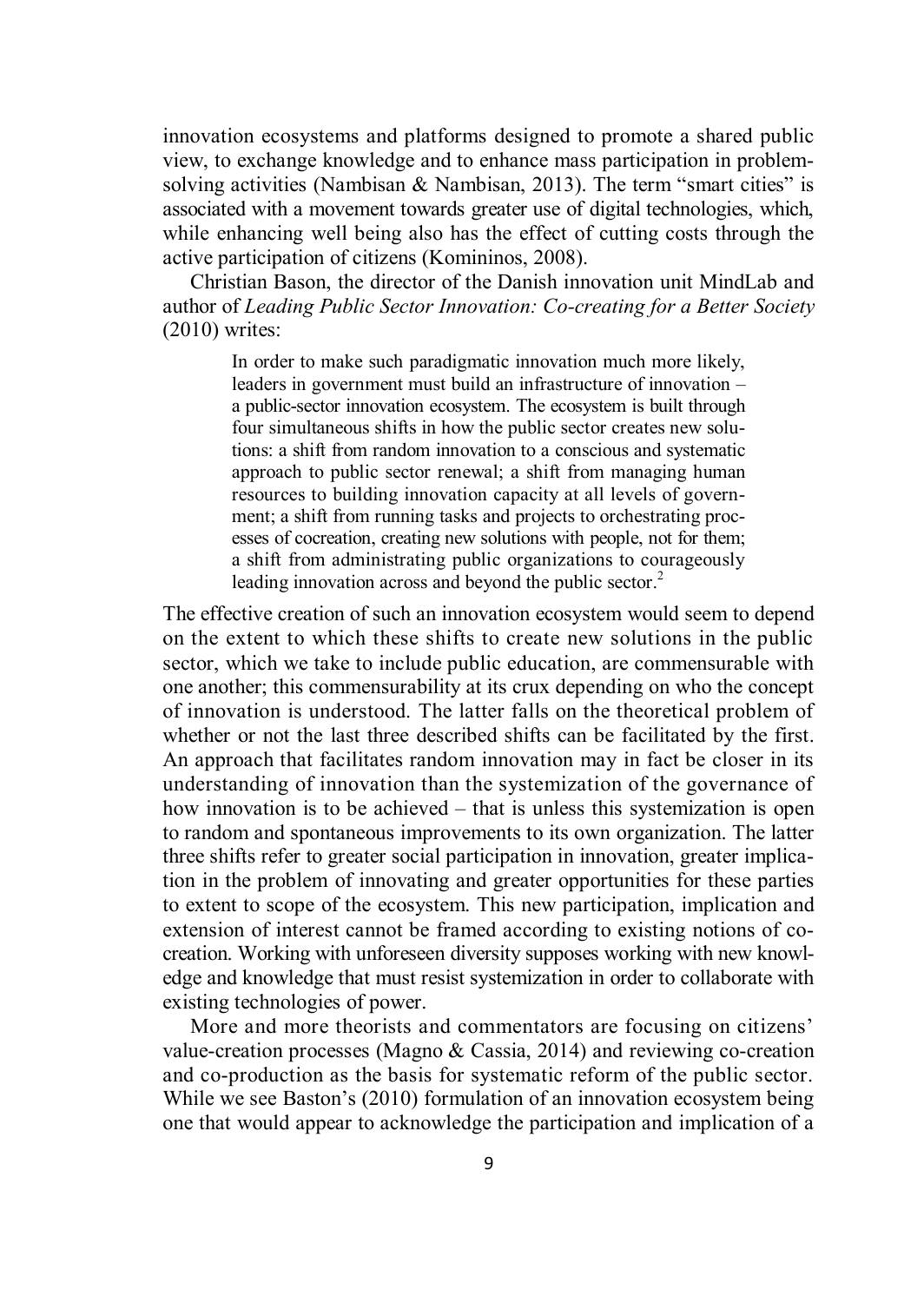innovation ecosystems and platforms designed to promote a shared public view, to exchange knowledge and to enhance mass participation in problem-solving activities (Nambisan & Nambisan, 2013). The term "smart cities" is associated with a movement towards greater use of digital technologies, which, while enhancing well being also has the effect of cutting costs through the active participation of citizens (Komininos, 2008).

Christian Bason, the director of the Danish innovation unit MindLab and author of *Leading Public Sector Innovation: Co-creating for a Better Society* (2010) writes:

> In order to make such paradigmatic innovation much more likely, leaders in government must build an infrastructure of innovation – a public-sector innovation ecosystem. The ecosystem is built through four simultaneous shifts in how the public sector creates new solutions: a shift from random innovation to a conscious and systematic approach to public sector renewal; a shift from managing human resources to building innovation capacity at all levels of government; a shift from running tasks and projects to orchestrating processes of cocreation, creating new solutions with people, not for them; a shift from administrating public organizations to courageously leading innovation across and beyond the public sector.[2]

The effective creation of such an innovation ecosystem would seem to depend on the extent to which these shifts to create new solutions in the public sector, which we take to include public education, are commensurable with one another; this commensurability at its crux depending on who the concept of innovation is understood. The latter falls on the theoretical problem of whether or not the last three described shifts can be facilitated by the first. An approach that facilitates random innovation may in fact be closer in its understanding of innovation than the systemization of the governance of how innovation is to be achieved – that is unless this systemization is open to random and spontaneous improvements to its own organization. The latter three shifts refer to greater social participation in innovation, greater implication in the problem of innovating and greater opportunities for these parties to extent to scope of the ecosystem. This new participation, implication and extension of interest cannot be framed according to existing notions of co-creation. Working with unforeseen diversity supposes working with new knowledge and knowledge that must resist systemization in order to collaborate with existing technologies of power.

More and more theorists and commentators are focusing on citizens' value-creation processes (Magno & Cassia, 2014) and reviewing co-creation and co-production as the basis for systematic reform of the public sector. While we see Baston's (2010) formulation of an innovation ecosystem being one that would appear to acknowledge the participation and implication of a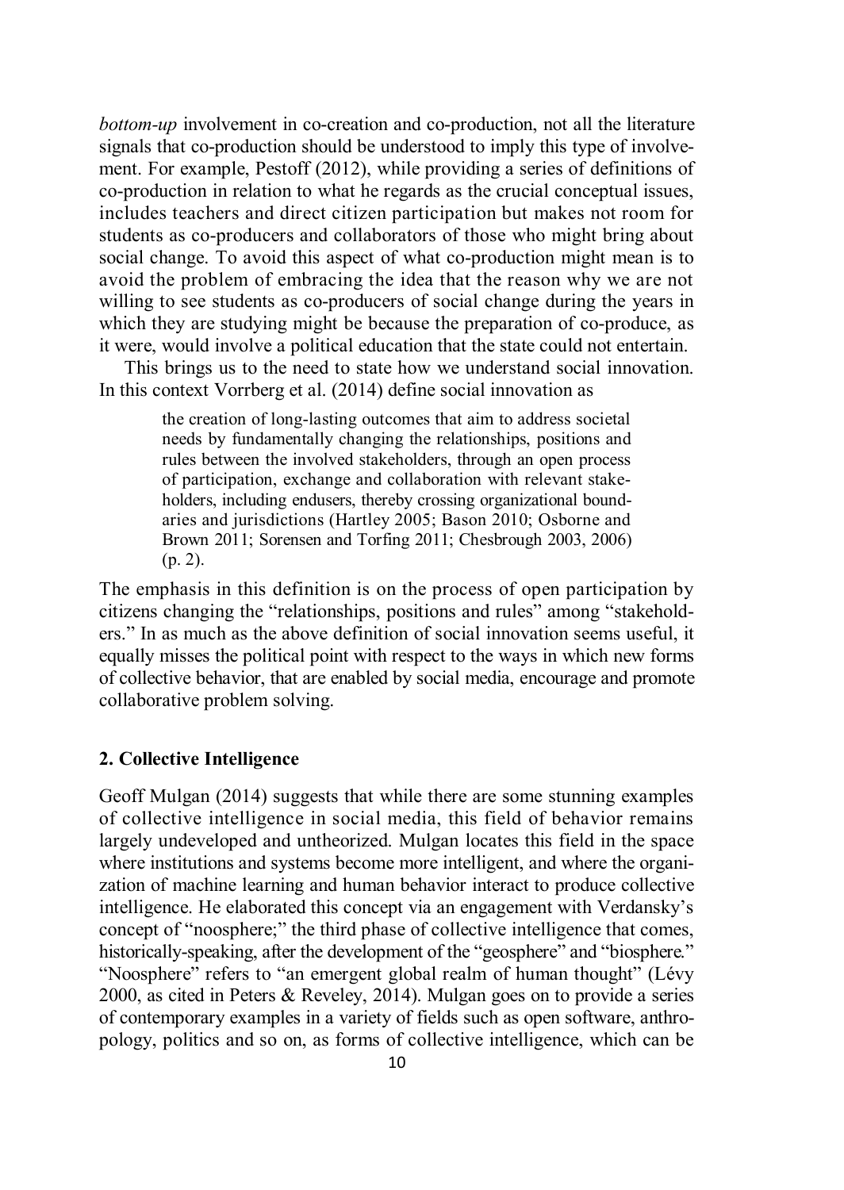*bottom-up* involvement in co-creation and co-production, not all the literature signals that co-production should be understood to imply this type of involvement. For example, Pestoff (2012), while providing a series of definitions of co-production in relation to what he regards as the crucial conceptual issues, includes teachers and direct citizen participation but makes not room for students as co-producers and collaborators of those who might bring about social change. To avoid this aspect of what co-production might mean is to avoid the problem of embracing the idea that the reason why we are not willing to see students as co-producers of social change during the years in which they are studying might be because the preparation of co-produce, as it were, would involve a political education that the state could not entertain.

This brings us to the need to state how we understand social innovation. In this context Vorrberg et al. (2014) define social innovation as

> the creation of long-lasting outcomes that aim to address societal needs by fundamentally changing the relationships, positions and rules between the involved stakeholders, through an open process of participation, exchange and collaboration with relevant stakeholders, including endusers, thereby crossing organizational boundaries and jurisdictions (Hartley 2005; Bason 2010; Osborne and Brown 2011; Sorensen and Torfing 2011; Chesbrough 2003, 2006) (p. 2).

The emphasis in this definition is on the process of open participation by citizens changing the "relationships, positions and rules" among "stakeholders." In as much as the above definition of social innovation seems useful, it equally misses the political point with respect to the ways in which new forms of collective behavior, that are enabled by social media, encourage and promote collaborative problem solving.

## 2. Collective Intelligence

Geoff Mulgan (2014) suggests that while there are some stunning examples of collective intelligence in social media, this field of behavior remains largely undeveloped and untheorized. Mulgan locates this field in the space where institutions and systems become more intelligent, and where the organization of machine learning and human behavior interact to produce collective intelligence. He elaborated this concept via an engagement with Verdansky's concept of "noosphere;" the third phase of collective intelligence that comes, historically-speaking, after the development of the "geosphere" and "biosphere." "Noosphere" refers to "an emergent global realm of human thought" (Lévy 2000, as cited in Peters & Reveley, 2014). Mulgan goes on to provide a series of contemporary examples in a variety of fields such as open software, anthropology, politics and so on, as forms of collective intelligence, which can be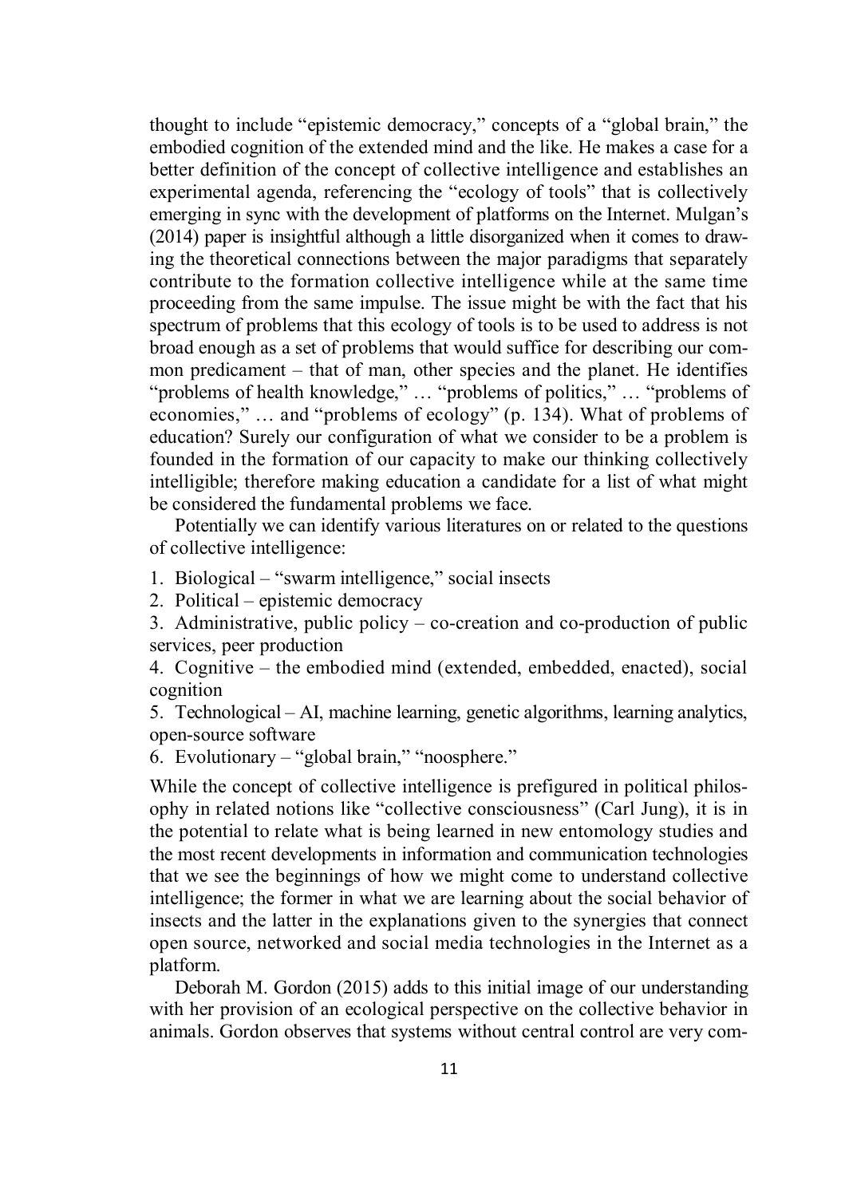thought to include "epistemic democracy," concepts of a "global brain," the embodied cognition of the extended mind and the like. He makes a case for a better definition of the concept of collective intelligence and establishes an experimental agenda, referencing the "ecology of tools" that is collectively emerging in sync with the development of platforms on the Internet. Mulgan's (2014) paper is insightful although a little disorganized when it comes to drawing the theoretical connections between the major paradigms that separately contribute to the formation collective intelligence while at the same time proceeding from the same impulse. The issue might be with the fact that his spectrum of problems that this ecology of tools is to be used to address is not broad enough as a set of problems that would suffice for describing our common predicament – that of man, other species and the planet. He identifies "problems of health knowledge," … "problems of politics," … "problems of economies," … and "problems of ecology" (p. 134). What of problems of education? Surely our configuration of what we consider to be a problem is founded in the formation of our capacity to make our thinking collectively intelligible; therefore making education a candidate for a list of what might be considered the fundamental problems we face.

Potentially we can identify various literatures on or related to the questions of collective intelligence:

1. Biological – "swarm intelligence," social insects
2. Political – epistemic democracy
3. Administrative, public policy – co-creation and co-production of public services, peer production
4. Cognitive – the embodied mind (extended, embedded, enacted), social cognition
5. Technological – AI, machine learning, genetic algorithms, learning analytics, open-source software
6. Evolutionary – "global brain," "noosphere."

While the concept of collective intelligence is prefigured in political philosophy in related notions like "collective consciousness" (Carl Jung), it is in the potential to relate what is being learned in new entomology studies and the most recent developments in information and communication technologies that we see the beginnings of how we might come to understand collective intelligence; the former in what we are learning about the social behavior of insects and the latter in the explanations given to the synergies that connect open source, networked and social media technologies in the Internet as a platform.

Deborah M. Gordon (2015) adds to this initial image of our understanding with her provision of an ecological perspective on the collective behavior in animals. Gordon observes that systems without central control are very com-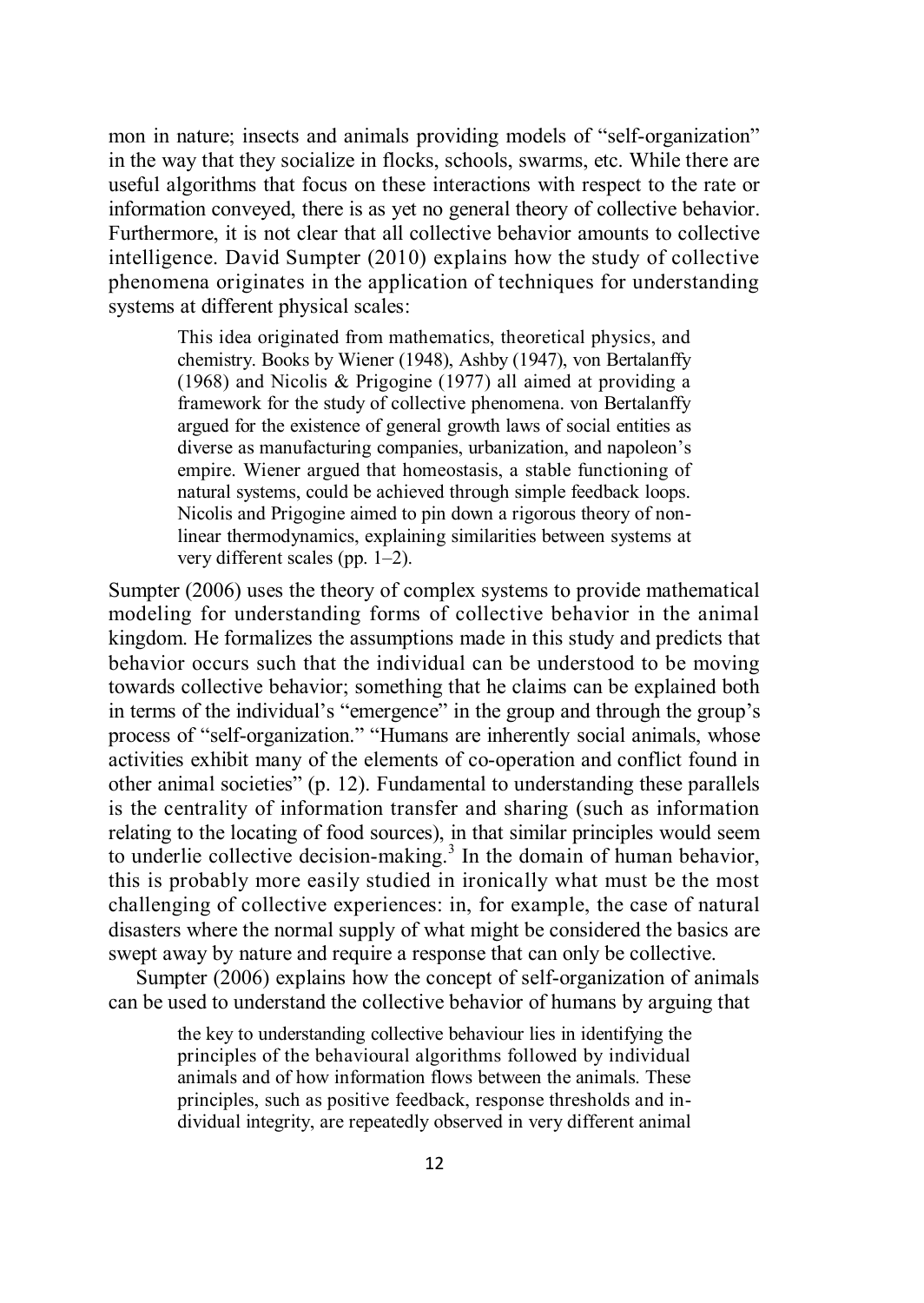mon in nature; insects and animals providing models of "self-organization" in the way that they socialize in flocks, schools, swarms, etc. While there are useful algorithms that focus on these interactions with respect to the rate or information conveyed, there is as yet no general theory of collective behavior. Furthermore, it is not clear that all collective behavior amounts to collective intelligence. David Sumpter (2010) explains how the study of collective phenomena originates in the application of techniques for understanding systems at different physical scales:

> This idea originated from mathematics, theoretical physics, and chemistry. Books by Wiener (1948), Ashby (1947), von Bertalanffy (1968) and Nicolis & Prigogine (1977) all aimed at providing a framework for the study of collective phenomena. von Bertalanffy argued for the existence of general growth laws of social entities as diverse as manufacturing companies, urbanization, and napoleon's empire. Wiener argued that homeostasis, a stable functioning of natural systems, could be achieved through simple feedback loops. Nicolis and Prigogine aimed to pin down a rigorous theory of non-linear thermodynamics, explaining similarities between systems at very different scales (pp. 1–2).

Sumpter (2006) uses the theory of complex systems to provide mathematical modeling for understanding forms of collective behavior in the animal kingdom. He formalizes the assumptions made in this study and predicts that behavior occurs such that the individual can be understood to be moving towards collective behavior; something that he claims can be explained both in terms of the individual's "emergence" in the group and through the group's process of "self-organization." "Humans are inherently social animals, whose activities exhibit many of the elements of co-operation and conflict found in other animal societies" (p. 12). Fundamental to understanding these parallels is the centrality of information transfer and sharing (such as information relating to the locating of food sources), in that similar principles would seem to underlie collective decision-making.[3] In the domain of human behavior, this is probably more easily studied in ironically what must be the most challenging of collective experiences: in, for example, the case of natural disasters where the normal supply of what might be considered the basics are swept away by nature and require a response that can only be collective.

Sumpter (2006) explains how the concept of self-organization of animals can be used to understand the collective behavior of humans by arguing that

> the key to understanding collective behaviour lies in identifying the principles of the behavioural algorithms followed by individual animals and of how information flows between the animals. These principles, such as positive feedback, response thresholds and individual integrity, are repeatedly observed in very different animal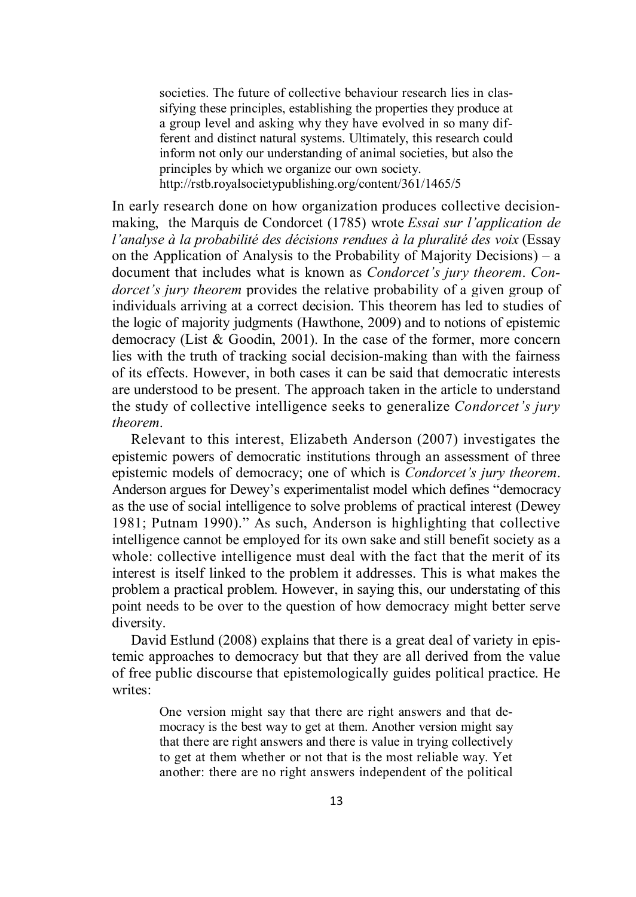> societies. The future of collective behaviour research lies in classifying these principles, establishing the properties they produce at a group level and asking why they have evolved in so many different and distinct natural systems. Ultimately, this research could inform not only our understanding of animal societies, but also the principles by which we organize our own society.
> http://rstb.royalsocietypublishing.org/content/361/1465/5

In early research done on how organization produces collective decision-making, the Marquis de Condorcet (1785) wrote *Essai sur l'application de l'analyse à la probabilité des décisions rendues à la pluralité des voix* (Essay on the Application of Analysis to the Probability of Majority Decisions) – a document that includes what is known as *Condorcet's jury theorem*. *Condorcet's jury theorem* provides the relative probability of a given group of individuals arriving at a correct decision. This theorem has led to studies of the logic of majority judgments (Hawthone, 2009) and to notions of epistemic democracy (List & Goodin, 2001). In the case of the former, more concern lies with the truth of tracking social decision-making than with the fairness of its effects. However, in both cases it can be said that democratic interests are understood to be present. The approach taken in the article to understand the study of collective intelligence seeks to generalize *Condorcet's jury theorem*.

Relevant to this interest, Elizabeth Anderson (2007) investigates the epistemic powers of democratic institutions through an assessment of three epistemic models of democracy; one of which is *Condorcet's jury theorem*. Anderson argues for Dewey's experimentalist model which defines "democracy as the use of social intelligence to solve problems of practical interest (Dewey 1981; Putnam 1990)." As such, Anderson is highlighting that collective intelligence cannot be employed for its own sake and still benefit society as a whole: collective intelligence must deal with the fact that the merit of its interest is itself linked to the problem it addresses. This is what makes the problem a practical problem. However, in saying this, our understating of this point needs to be over to the question of how democracy might better serve diversity.

David Estlund (2008) explains that there is a great deal of variety in epistemic approaches to democracy but that they are all derived from the value of free public discourse that epistemologically guides political practice. He writes:

> One version might say that there are right answers and that democracy is the best way to get at them. Another version might say that there are right answers and there is value in trying collectively to get at them whether or not that is the most reliable way. Yet another: there are no right answers independent of the political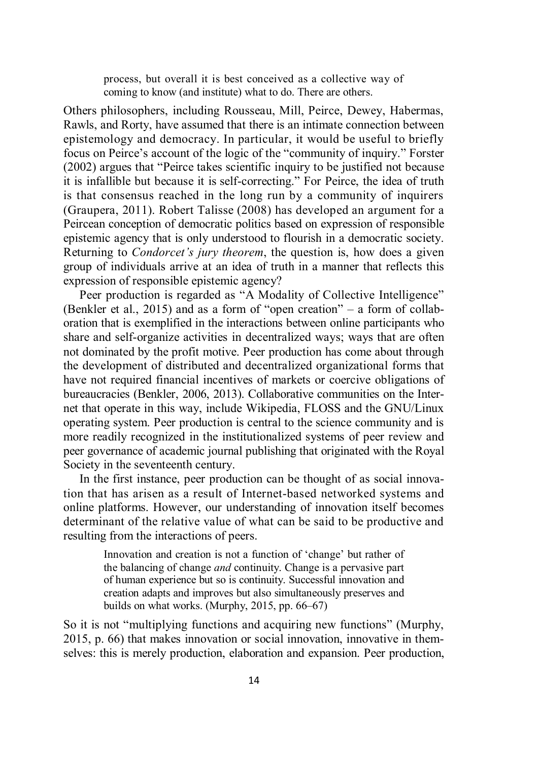> process, but overall it is best conceived as a collective way of coming to know (and institute) what to do. There are others.

Others philosophers, including Rousseau, Mill, Peirce, Dewey, Habermas, Rawls, and Rorty, have assumed that there is an intimate connection between epistemology and democracy. In particular, it would be useful to briefly focus on Peirce's account of the logic of the "community of inquiry." Forster (2002) argues that "Peirce takes scientific inquiry to be justified not because it is infallible but because it is self-correcting." For Peirce, the idea of truth is that consensus reached in the long run by a community of inquirers (Graupera, 2011). Robert Talisse (2008) has developed an argument for a Peircean conception of democratic politics based on expression of responsible epistemic agency that is only understood to flourish in a democratic society. Returning to *Condorcet's jury theorem*, the question is, how does a given group of individuals arrive at an idea of truth in a manner that reflects this expression of responsible epistemic agency?

Peer production is regarded as "A Modality of Collective Intelligence" (Benkler et al., 2015) and as a form of "open creation" – a form of collaboration that is exemplified in the interactions between online participants who share and self-organize activities in decentralized ways; ways that are often not dominated by the profit motive. Peer production has come about through the development of distributed and decentralized organizational forms that have not required financial incentives of markets or coercive obligations of bureaucracies (Benkler, 2006, 2013). Collaborative communities on the Internet that operate in this way, include Wikipedia, FLOSS and the GNU/Linux operating system. Peer production is central to the science community and is more readily recognized in the institutionalized systems of peer review and peer governance of academic journal publishing that originated with the Royal Society in the seventeenth century.

In the first instance, peer production can be thought of as social innovation that has arisen as a result of Internet-based networked systems and online platforms. However, our understanding of innovation itself becomes determinant of the relative value of what can be said to be productive and resulting from the interactions of peers.

> Innovation and creation is not a function of 'change' but rather of the balancing of change *and* continuity. Change is a pervasive part of human experience but so is continuity. Successful innovation and creation adapts and improves but also simultaneously preserves and builds on what works. (Murphy, 2015, pp. 66–67)

So it is not "multiplying functions and acquiring new functions" (Murphy, 2015, p. 66) that makes innovation or social innovation, innovative in themselves: this is merely production, elaboration and expansion. Peer production,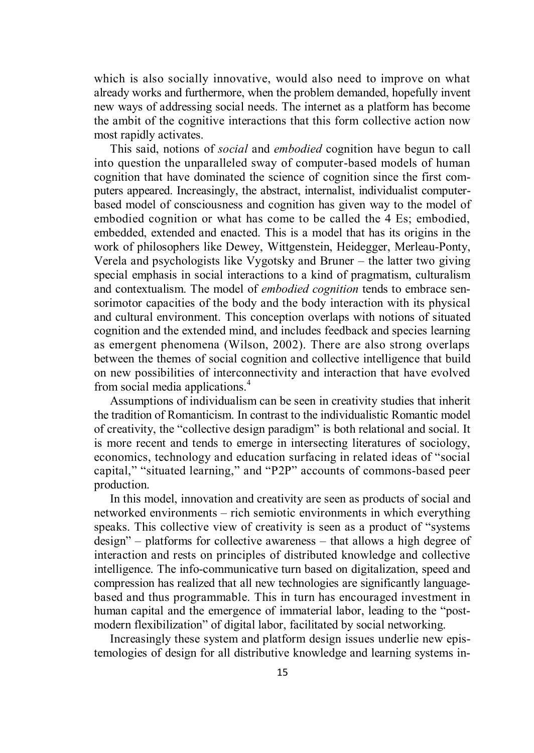which is also socially innovative, would also need to improve on what already works and furthermore, when the problem demanded, hopefully invent new ways of addressing social needs. The internet as a platform has become the ambit of the cognitive interactions that this form collective action now most rapidly activates.

This said, notions of *social* and *embodied* cognition have begun to call into question the unparalleled sway of computer-based models of human cognition that have dominated the science of cognition since the first computers appeared. Increasingly, the abstract, internalist, individualist computer-based model of consciousness and cognition has given way to the model of embodied cognition or what has come to be called the 4 Es; embodied, embedded, extended and enacted. This is a model that has its origins in the work of philosophers like Dewey, Wittgenstein, Heidegger, Merleau-Ponty, Verela and psychologists like Vygotsky and Bruner – the latter two giving special emphasis in social interactions to a kind of pragmatism, culturalism and contextualism. The model of *embodied cognition* tends to embrace sensorimotor capacities of the body and the body interaction with its physical and cultural environment. This conception overlaps with notions of situated cognition and the extended mind, and includes feedback and species learning as emergent phenomena (Wilson, 2002). There are also strong overlaps between the themes of social cognition and collective intelligence that build on new possibilities of interconnectivity and interaction that have evolved from social media applications.[4]

Assumptions of individualism can be seen in creativity studies that inherit the tradition of Romanticism. In contrast to the individualistic Romantic model of creativity, the "collective design paradigm" is both relational and social. It is more recent and tends to emerge in intersecting literatures of sociology, economics, technology and education surfacing in related ideas of "social capital," "situated learning," and "P2P" accounts of commons-based peer production.

In this model, innovation and creativity are seen as products of social and networked environments – rich semiotic environments in which everything speaks. This collective view of creativity is seen as a product of "systems design" – platforms for collective awareness – that allows a high degree of interaction and rests on principles of distributed knowledge and collective intelligence. The info-communicative turn based on digitalization, speed and compression has realized that all new technologies are significantly language-based and thus programmable. This in turn has encouraged investment in human capital and the emergence of immaterial labor, leading to the "postmodern flexibilization" of digital labor, facilitated by social networking.

Increasingly these system and platform design issues underlie new epistemologies of design for all distributive knowledge and learning systems in-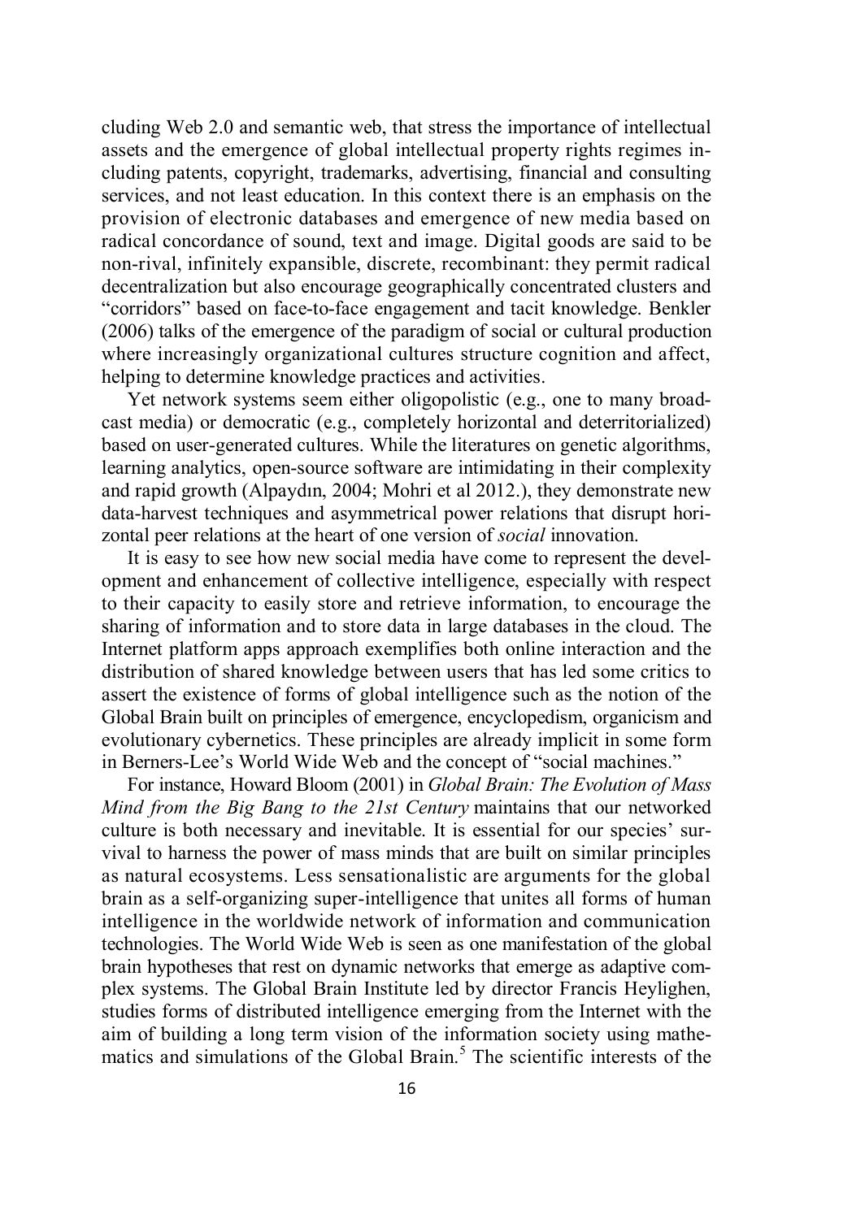cluding Web 2.0 and semantic web, that stress the importance of intellectual assets and the emergence of global intellectual property rights regimes including patents, copyright, trademarks, advertising, financial and consulting services, and not least education. In this context there is an emphasis on the provision of electronic databases and emergence of new media based on radical concordance of sound, text and image. Digital goods are said to be non-rival, infinitely expansible, discrete, recombinant: they permit radical decentralization but also encourage geographically concentrated clusters and "corridors" based on face-to-face engagement and tacit knowledge. Benkler (2006) talks of the emergence of the paradigm of social or cultural production where increasingly organizational cultures structure cognition and affect, helping to determine knowledge practices and activities.

Yet network systems seem either oligopolistic (e.g., one to many broadcast media) or democratic (e.g., completely horizontal and deterritorialized) based on user-generated cultures. While the literatures on genetic algorithms, learning analytics, open-source software are intimidating in their complexity and rapid growth (Alpaydın, 2004; Mohri et al 2012.), they demonstrate new data-harvest techniques and asymmetrical power relations that disrupt horizontal peer relations at the heart of one version of *social* innovation.

It is easy to see how new social media have come to represent the development and enhancement of collective intelligence, especially with respect to their capacity to easily store and retrieve information, to encourage the sharing of information and to store data in large databases in the cloud. The Internet platform apps approach exemplifies both online interaction and the distribution of shared knowledge between users that has led some critics to assert the existence of forms of global intelligence such as the notion of the Global Brain built on principles of emergence, encyclopedism, organicism and evolutionary cybernetics. These principles are already implicit in some form in Berners-Lee's World Wide Web and the concept of "social machines."

For instance, Howard Bloom (2001) in *Global Brain: The Evolution of Mass Mind from the Big Bang to the 21st Century* maintains that our networked culture is both necessary and inevitable. It is essential for our species' survival to harness the power of mass minds that are built on similar principles as natural ecosystems. Less sensationalistic are arguments for the global brain as a self-organizing super-intelligence that unites all forms of human intelligence in the worldwide network of information and communication technologies. The World Wide Web is seen as one manifestation of the global brain hypotheses that rest on dynamic networks that emerge as adaptive complex systems. The Global Brain Institute led by director Francis Heylighen, studies forms of distributed intelligence emerging from the Internet with the aim of building a long term vision of the information society using mathematics and simulations of the Global Brain.[5] The scientific interests of the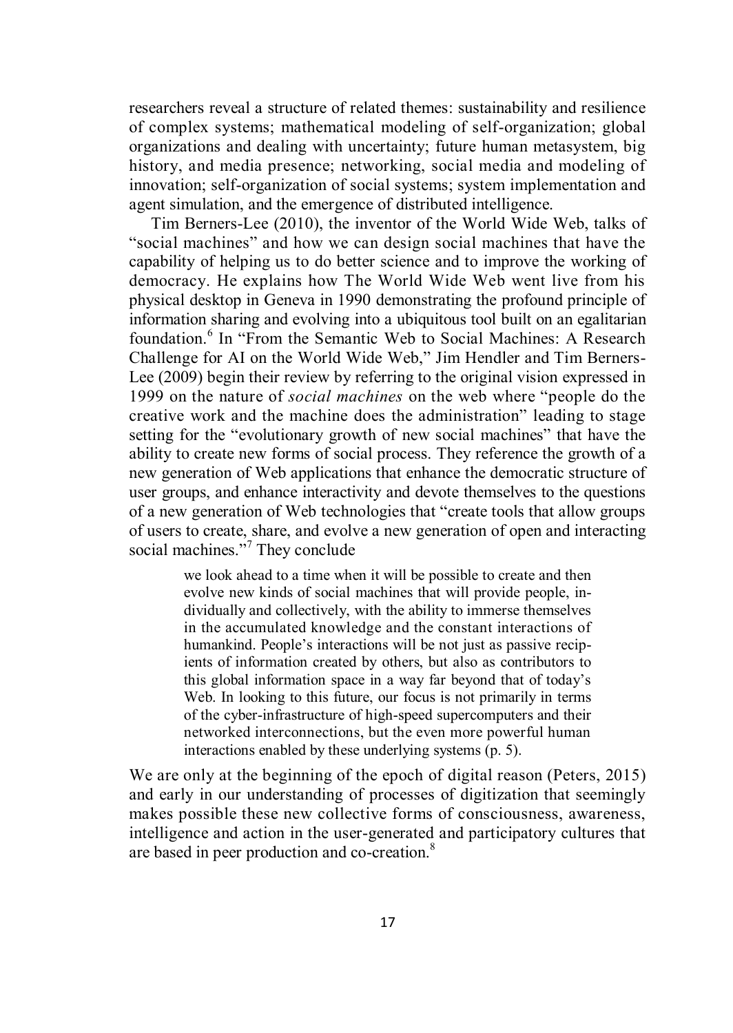researchers reveal a structure of related themes: sustainability and resilience of complex systems; mathematical modeling of self-organization; global organizations and dealing with uncertainty; future human metasystem, big history, and media presence; networking, social media and modeling of innovation; self-organization of social systems; system implementation and agent simulation, and the emergence of distributed intelligence.

Tim Berners-Lee (2010), the inventor of the World Wide Web, talks of "social machines" and how we can design social machines that have the capability of helping us to do better science and to improve the working of democracy. He explains how The World Wide Web went live from his physical desktop in Geneva in 1990 demonstrating the profound principle of information sharing and evolving into a ubiquitous tool built on an egalitarian foundation.[6] In "From the Semantic Web to Social Machines: A Research Challenge for AI on the World Wide Web," Jim Hendler and Tim Berners-Lee (2009) begin their review by referring to the original vision expressed in 1999 on the nature of *social machines* on the web where "people do the creative work and the machine does the administration" leading to stage setting for the "evolutionary growth of new social machines" that have the ability to create new forms of social process. They reference the growth of a new generation of Web applications that enhance the democratic structure of user groups, and enhance interactivity and devote themselves to the questions of a new generation of Web technologies that "create tools that allow groups of users to create, share, and evolve a new generation of open and interacting social machines."[7] They conclude

> we look ahead to a time when it will be possible to create and then evolve new kinds of social machines that will provide people, individually and collectively, with the ability to immerse themselves in the accumulated knowledge and the constant interactions of humankind. People's interactions will be not just as passive recipients of information created by others, but also as contributors to this global information space in a way far beyond that of today's Web. In looking to this future, our focus is not primarily in terms of the cyber-infrastructure of high-speed supercomputers and their networked interconnections, but the even more powerful human interactions enabled by these underlying systems (p. 5).

We are only at the beginning of the epoch of digital reason (Peters, 2015) and early in our understanding of processes of digitization that seemingly makes possible these new collective forms of consciousness, awareness, intelligence and action in the user-generated and participatory cultures that are based in peer production and co-creation.[8]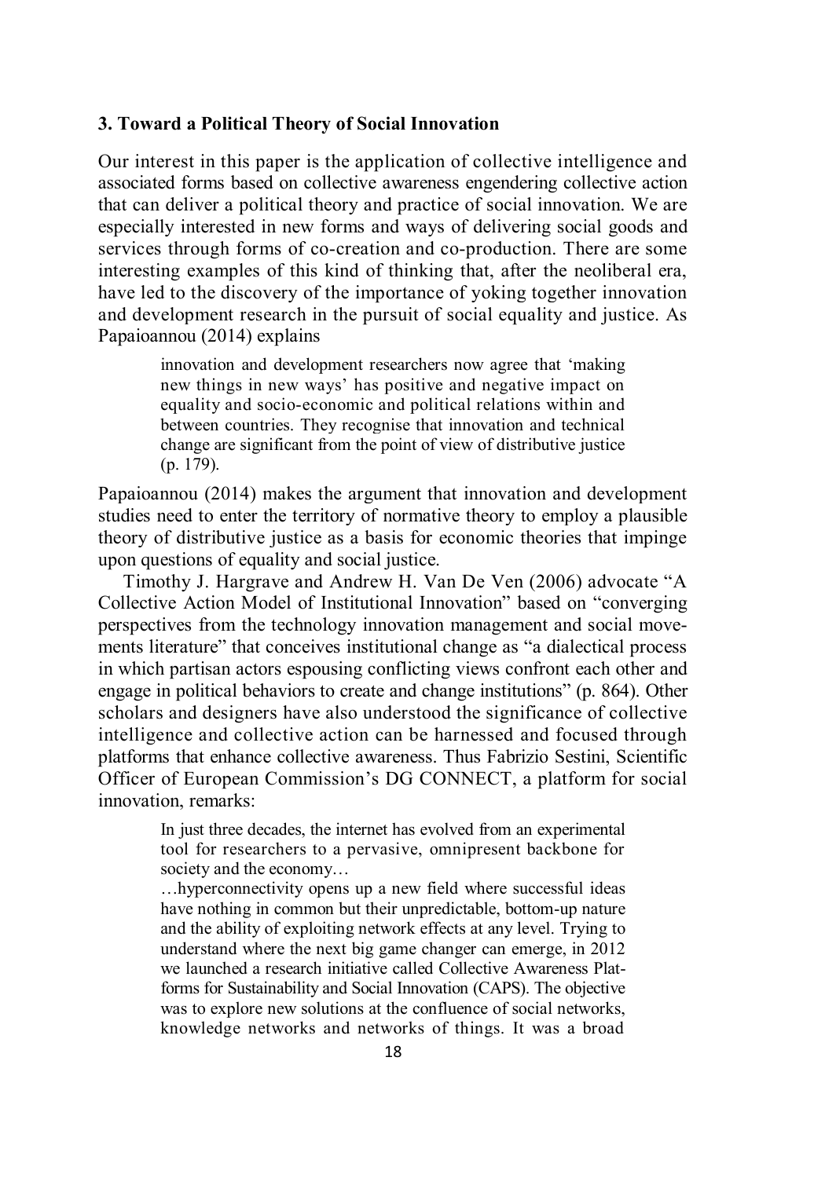### 3. Toward a Political Theory of Social Innovation

Our interest in this paper is the application of collective intelligence and associated forms based on collective awareness engendering collective action that can deliver a political theory and practice of social innovation. We are especially interested in new forms and ways of delivering social goods and services through forms of co-creation and co-production. There are some interesting examples of this kind of thinking that, after the neoliberal era, have led to the discovery of the importance of yoking together innovation and development research in the pursuit of social equality and justice. As Papaioannou (2014) explains

> innovation and development researchers now agree that 'making new things in new ways' has positive and negative impact on equality and socio-economic and political relations within and between countries. They recognise that innovation and technical change are significant from the point of view of distributive justice (p. 179).

Papaioannou (2014) makes the argument that innovation and development studies need to enter the territory of normative theory to employ a plausible theory of distributive justice as a basis for economic theories that impinge upon questions of equality and social justice.

Timothy J. Hargrave and Andrew H. Van De Ven (2006) advocate "A Collective Action Model of Institutional Innovation" based on "converging perspectives from the technology innovation management and social movements literature" that conceives institutional change as "a dialectical process in which partisan actors espousing conflicting views confront each other and engage in political behaviors to create and change institutions" (p. 864). Other scholars and designers have also understood the significance of collective intelligence and collective action can be harnessed and focused through platforms that enhance collective awareness. Thus Fabrizio Sestini, Scientific Officer of European Commission's DG CONNECT, a platform for social innovation, remarks:

> In just three decades, the internet has evolved from an experimental tool for researchers to a pervasive, omnipresent backbone for society and the economy…
>
> …hyperconnectivity opens up a new field where successful ideas have nothing in common but their unpredictable, bottom-up nature and the ability of exploiting network effects at any level. Trying to understand where the next big game changer can emerge, in 2012 we launched a research initiative called Collective Awareness Platforms for Sustainability and Social Innovation (CAPS). The objective was to explore new solutions at the confluence of social networks, knowledge networks and networks of things. It was a broad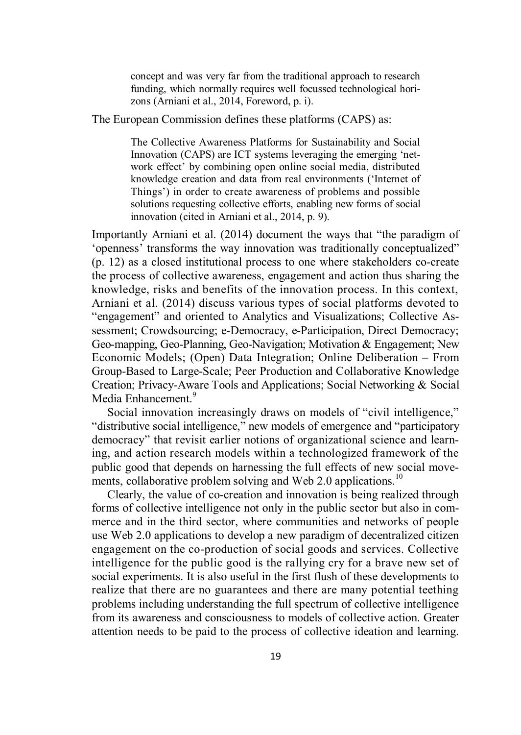> concept and was very far from the traditional approach to research funding, which normally requires well focussed technological horizons (Arniani et al., 2014, Foreword, p. i).

The European Commission defines these platforms (CAPS) as:

> The Collective Awareness Platforms for Sustainability and Social Innovation (CAPS) are ICT systems leveraging the emerging 'network effect' by combining open online social media, distributed knowledge creation and data from real environments ('Internet of Things') in order to create awareness of problems and possible solutions requesting collective efforts, enabling new forms of social innovation (cited in Arniani et al., 2014, p. 9).

Importantly Arniani et al. (2014) document the ways that "the paradigm of 'openness' transforms the way innovation was traditionally conceptualized" (p. 12) as a closed institutional process to one where stakeholders co-create the process of collective awareness, engagement and action thus sharing the knowledge, risks and benefits of the innovation process. In this context, Arniani et al. (2014) discuss various types of social platforms devoted to "engagement" and oriented to Analytics and Visualizations; Collective Assessment; Crowdsourcing; e-Democracy, e-Participation, Direct Democracy; Geo-mapping, Geo-Planning, Geo-Navigation; Motivation & Engagement; New Economic Models; (Open) Data Integration; Online Deliberation – From Group-Based to Large-Scale; Peer Production and Collaborative Knowledge Creation; Privacy-Aware Tools and Applications; Social Networking & Social Media Enhancement.[9]

Social innovation increasingly draws on models of "civil intelligence," "distributive social intelligence," new models of emergence and "participatory democracy" that revisit earlier notions of organizational science and learning, and action research models within a technologized framework of the public good that depends on harnessing the full effects of new social movements, collaborative problem solving and Web 2.0 applications.[10]

Clearly, the value of co-creation and innovation is being realized through forms of collective intelligence not only in the public sector but also in commerce and in the third sector, where communities and networks of people use Web 2.0 applications to develop a new paradigm of decentralized citizen engagement on the co-production of social goods and services. Collective intelligence for the public good is the rallying cry for a brave new set of social experiments. It is also useful in the first flush of these developments to realize that there are no guarantees and there are many potential teething problems including understanding the full spectrum of collective intelligence from its awareness and consciousness to models of collective action. Greater attention needs to be paid to the process of collective ideation and learning.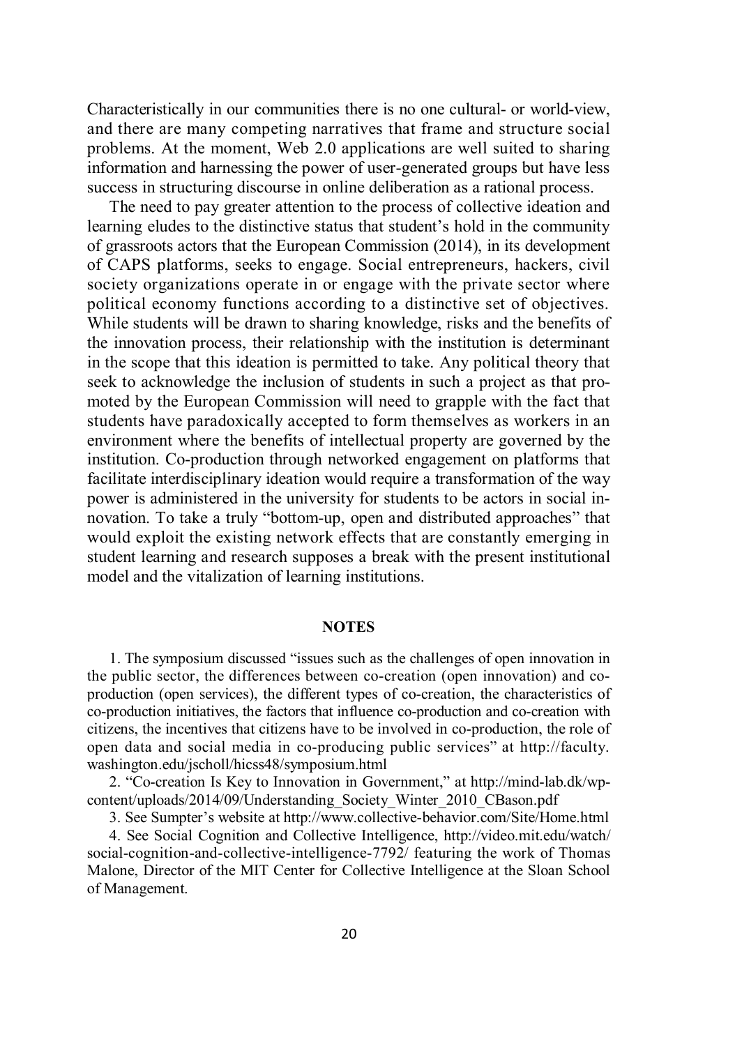Characteristically in our communities there is no one cultural- or world-view, and there are many competing narratives that frame and structure social problems. At the moment, Web 2.0 applications are well suited to sharing information and harnessing the power of user-generated groups but have less success in structuring discourse in online deliberation as a rational process.

The need to pay greater attention to the process of collective ideation and learning eludes to the distinctive status that student's hold in the community of grassroots actors that the European Commission (2014), in its development of CAPS platforms, seeks to engage. Social entrepreneurs, hackers, civil society organizations operate in or engage with the private sector where political economy functions according to a distinctive set of objectives. While students will be drawn to sharing knowledge, risks and the benefits of the innovation process, their relationship with the institution is determinant in the scope that this ideation is permitted to take. Any political theory that seek to acknowledge the inclusion of students in such a project as that promoted by the European Commission will need to grapple with the fact that students have paradoxically accepted to form themselves as workers in an environment where the benefits of intellectual property are governed by the institution. Co-production through networked engagement on platforms that facilitate interdisciplinary ideation would require a transformation of the way power is administered in the university for students to be actors in social innovation. To take a truly "bottom-up, open and distributed approaches" that would exploit the existing network effects that are constantly emerging in student learning and research supposes a break with the present institutional model and the vitalization of learning institutions.

## NOTES

1. The symposium discussed "issues such as the challenges of open innovation in the public sector, the differences between co-creation (open innovation) and co-production (open services), the different types of co-creation, the characteristics of co-production initiatives, the factors that influence co-production and co-creation with citizens, the incentives that citizens have to be involved in co-production, the role of open data and social media in co-producing public services" at http://faculty.washington.edu/jscholl/hicss48/symposium.html

2. "Co-creation Is Key to Innovation in Government," at http://mind-lab.dk/wp-content/uploads/2014/09/Understanding_Society_Winter_2010_CBason.pdf

3. See Sumpter's website at http://www.collective-behavior.com/Site/Home.html

4. See Social Cognition and Collective Intelligence, http://video.mit.edu/watch/social-cognition-and-collective-intelligence-7792/ featuring the work of Thomas Malone, Director of the MIT Center for Collective Intelligence at the Sloan School of Management.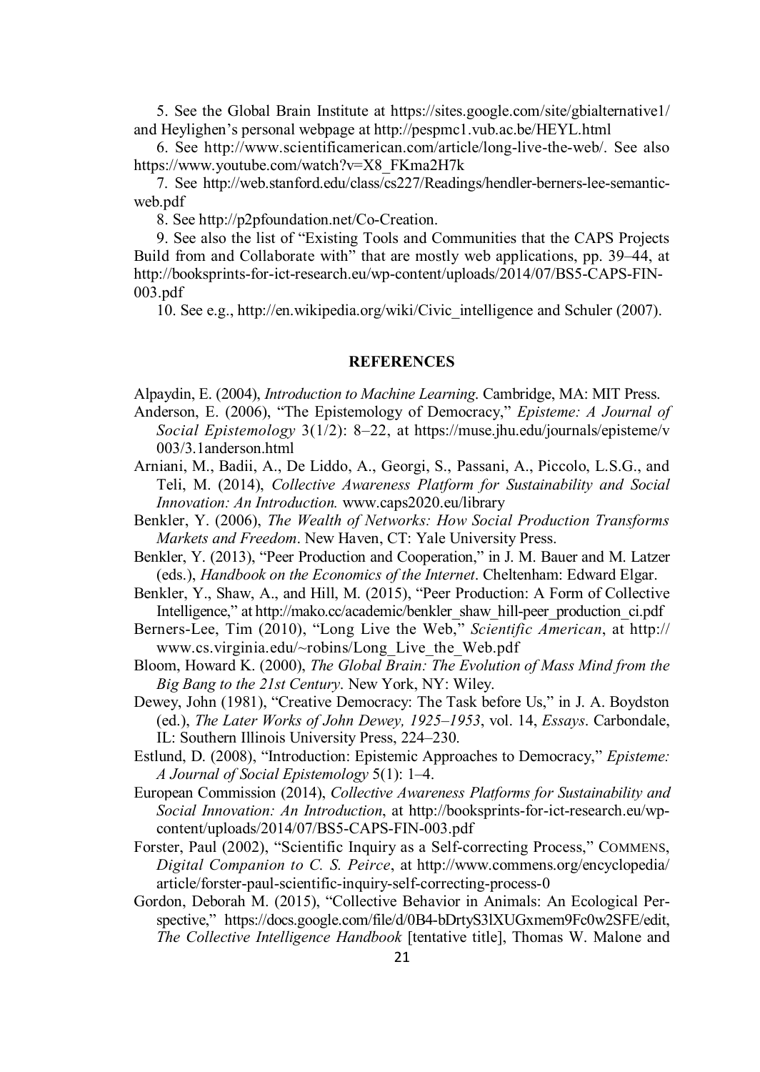5. See the Global Brain Institute at https://sites.google.com/site/gbialternative1/ and Heylighen's personal webpage at http://pespmc1.vub.ac.be/HEYL.html

6. See http://www.scientificamerican.com/article/long-live-the-web/. See also https://www.youtube.com/watch?v=X8_FKma2H7k

7. See http://web.stanford.edu/class/cs227/Readings/hendler-berners-lee-semantic-web.pdf

8. See http://p2pfoundation.net/Co-Creation.

9. See also the list of "Existing Tools and Communities that the CAPS Projects Build from and Collaborate with" that are mostly web applications, pp. 39–44, at http://booksprints-for-ict-research.eu/wp-content/uploads/2014/07/BS5-CAPS-FIN-003.pdf

10. See e.g., http://en.wikipedia.org/wiki/Civic_intelligence and Schuler (2007).

## REFERENCES

Alpaydin, E. (2004), *Introduction to Machine Learning*. Cambridge, MA: MIT Press.

Anderson, E. (2006), "The Epistemology of Democracy," *Episteme: A Journal of Social Epistemology* 3(1/2): 8–22, at https://muse.jhu.edu/journals/episteme/v003/3.1anderson.html

Arniani, M., Badii, A., De Liddo, A., Georgi, S., Passani, A., Piccolo, L.S.G., and Teli, M. (2014), *Collective Awareness Platform for Sustainability and Social Innovation: An Introduction.* www.caps2020.eu/library

Benkler, Y. (2006), *The Wealth of Networks: How Social Production Transforms Markets and Freedom*. New Haven, CT: Yale University Press.

Benkler, Y. (2013), "Peer Production and Cooperation," in J. M. Bauer and M. Latzer (eds.), *Handbook on the Economics of the Internet*. Cheltenham: Edward Elgar.

Benkler, Y., Shaw, A., and Hill, M. (2015), "Peer Production: A Form of Collective Intelligence," at http://mako.cc/academic/benkler_shaw_hill-peer_production_ci.pdf

Berners-Lee, Tim (2010), "Long Live the Web," *Scientific American*, at http://www.cs.virginia.edu/~robins/Long_Live_the_Web.pdf

Bloom, Howard K. (2000), *The Global Brain: The Evolution of Mass Mind from the Big Bang to the 21st Century*. New York, NY: Wiley.

Dewey, John (1981), "Creative Democracy: The Task before Us," in J. A. Boydston (ed.), *The Later Works of John Dewey, 1925–1953*, vol. 14, *Essays*. Carbondale, IL: Southern Illinois University Press, 224–230.

Estlund, D. (2008), "Introduction: Epistemic Approaches to Democracy," *Episteme: A Journal of Social Epistemology* 5(1): 1–4.

European Commission (2014), *Collective Awareness Platforms for Sustainability and Social Innovation: An Introduction*, at http://booksprints-for-ict-research.eu/wp-content/uploads/2014/07/BS5-CAPS-FIN-003.pdf

Forster, Paul (2002), "Scientific Inquiry as a Self-correcting Process," COMMENS, *Digital Companion to C. S. Peirce*, at http://www.commens.org/encyclopedia/article/forster-paul-scientific-inquiry-self-correcting-process-0

Gordon, Deborah M. (2015), "Collective Behavior in Animals: An Ecological Perspective," https://docs.google.com/file/d/0B4-bDrtyS3lXUGxmem9Fc0w2SFE/edit, *The Collective Intelligence Handbook* [tentative title], Thomas W. Malone and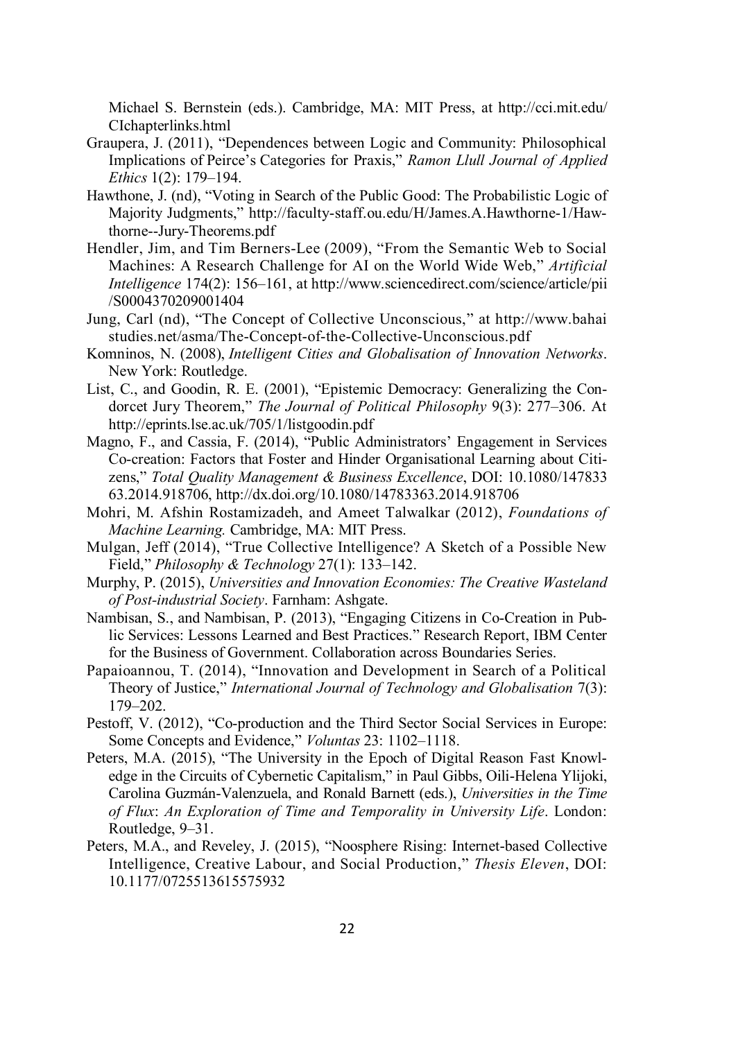Michael S. Bernstein (eds.). Cambridge, MA: MIT Press, at http://cci.mit.edu/CIchapterlinks.html

Graupera, J. (2011), "Dependences between Logic and Community: Philosophical Implications of Peirce's Categories for Praxis," *Ramon Llull Journal of Applied Ethics* 1(2): 179–194.

Hawthone, J. (nd), "Voting in Search of the Public Good: The Probabilistic Logic of Majority Judgments," http://faculty-staff.ou.edu/H/James.A.Hawthorne-1/Hawthorne--Jury-Theorems.pdf

Hendler, Jim, and Tim Berners-Lee (2009), "From the Semantic Web to Social Machines: A Research Challenge for AI on the World Wide Web," *Artificial Intelligence* 174(2): 156–161, at http://www.sciencedirect.com/science/article/pii/S0004370209001404

Jung, Carl (nd), "The Concept of Collective Unconscious," at http://www.bahaistudies.net/asma/The-Concept-of-the-Collective-Unconscious.pdf

Komninos, N. (2008), *Intelligent Cities and Globalisation of Innovation Networks*. New York: Routledge.

List, C., and Goodin, R. E. (2001), "Epistemic Democracy: Generalizing the Condorcet Jury Theorem," *The Journal of Political Philosophy* 9(3): 277–306. At http://eprints.lse.ac.uk/705/1/listgoodin.pdf

Magno, F., and Cassia, F. (2014), "Public Administrators' Engagement in Services Co-creation: Factors that Foster and Hinder Organisational Learning about Citizens," *Total Quality Management & Business Excellence*, DOI: 10.1080/14783363.2014.918706, http://dx.doi.org/10.1080/14783363.2014.918706

Mohri, M. Afshin Rostamizadeh, and Ameet Talwalkar (2012), *Foundations of Machine Learning.* Cambridge, MA: MIT Press.

Mulgan, Jeff (2014), "True Collective Intelligence? A Sketch of a Possible New Field," *Philosophy & Technology* 27(1): 133–142.

Murphy, P. (2015), *Universities and Innovation Economies: The Creative Wasteland of Post-industrial Society*. Farnham: Ashgate.

Nambisan, S., and Nambisan, P. (2013), "Engaging Citizens in Co-Creation in Public Services: Lessons Learned and Best Practices." Research Report, IBM Center for the Business of Government. Collaboration across Boundaries Series.

Papaioannou, T. (2014), "Innovation and Development in Search of a Political Theory of Justice," *International Journal of Technology and Globalisation* 7(3): 179–202.

Pestoff, V. (2012), "Co-production and the Third Sector Social Services in Europe: Some Concepts and Evidence," *Voluntas* 23: 1102–1118.

Peters, M.A. (2015), "The University in the Epoch of Digital Reason Fast Knowledge in the Circuits of Cybernetic Capitalism," in Paul Gibbs, Oili-Helena Ylijoki, Carolina Guzmán-Valenzuela, and Ronald Barnett (eds.), *Universities in the Time of Flux*: *An Exploration of Time and Temporality in University Life*. London: Routledge, 9–31.

Peters, M.A., and Reveley, J. (2015), "Noosphere Rising: Internet-based Collective Intelligence, Creative Labour, and Social Production," *Thesis Eleven*, DOI: 10.1177/0725513615575932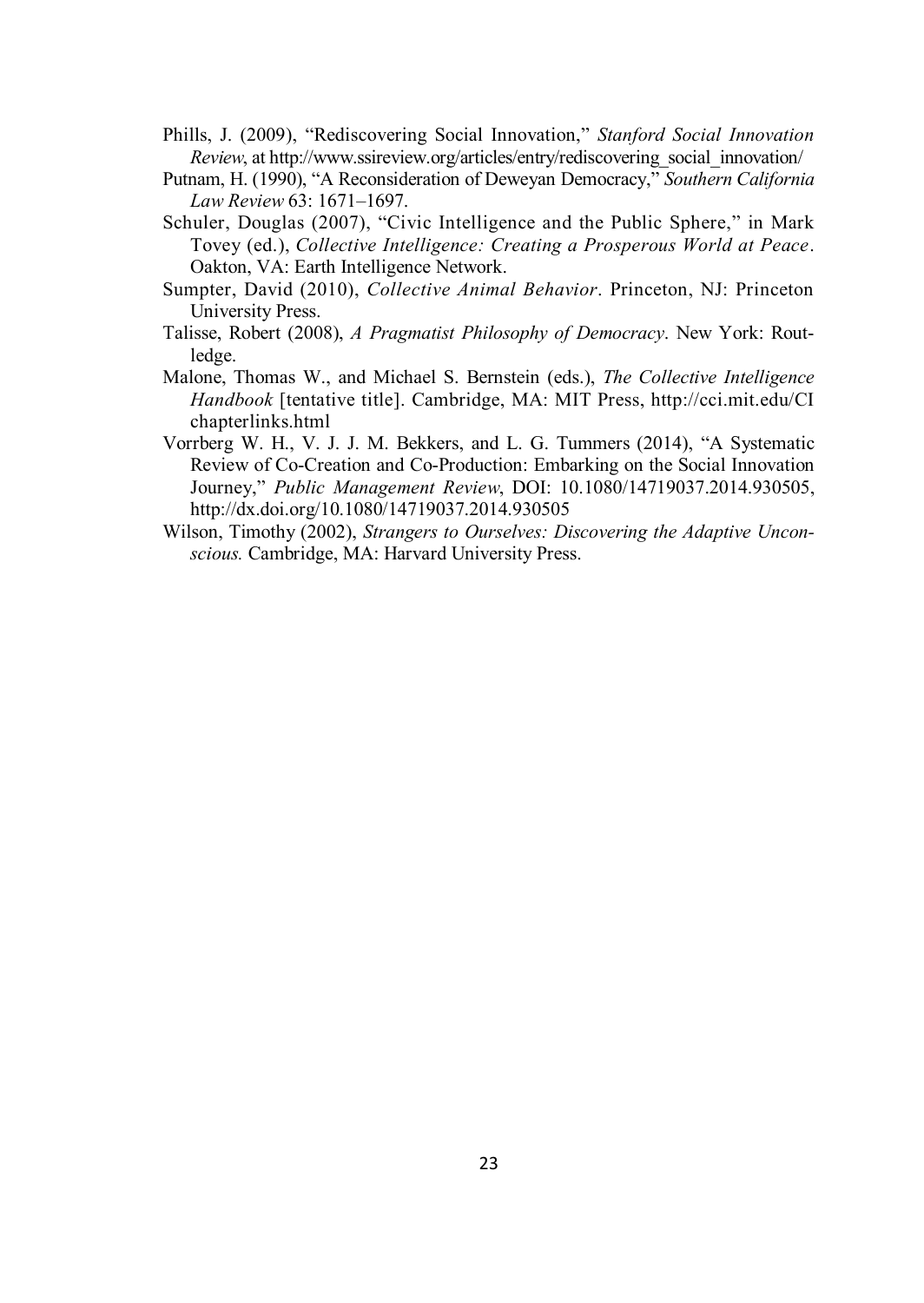Phills, J. (2009), "Rediscovering Social Innovation," *Stanford Social Innovation Review*, at http://www.ssireview.org/articles/entry/rediscovering_social_innovation/

Putnam, H. (1990), "A Reconsideration of Deweyan Democracy," *Southern California Law Review* 63: 1671–1697.

Schuler, Douglas (2007), "Civic Intelligence and the Public Sphere," in Mark Tovey (ed.), *Collective Intelligence: Creating a Prosperous World at Peace*. Oakton, VA: Earth Intelligence Network.

Sumpter, David (2010), *Collective Animal Behavior*. Princeton, NJ: Princeton University Press.

Talisse, Robert (2008), *A Pragmatist Philosophy of Democracy*. New York: Routledge.

Malone, Thomas W., and Michael S. Bernstein (eds.), *The Collective Intelligence Handbook* [tentative title]. Cambridge, MA: MIT Press, http://cci.mit.edu/CI chapterlinks.html

Vorrberg W. H., V. J. J. M. Bekkers, and L. G. Tummers (2014), "A Systematic Review of Co-Creation and Co-Production: Embarking on the Social Innovation Journey," *Public Management Review*, DOI: 10.1080/14719037.2014.930505, http://dx.doi.org/10.1080/14719037.2014.930505

Wilson, Timothy (2002), *Strangers to Ourselves: Discovering the Adaptive Unconscious.* Cambridge, MA: Harvard University Press.